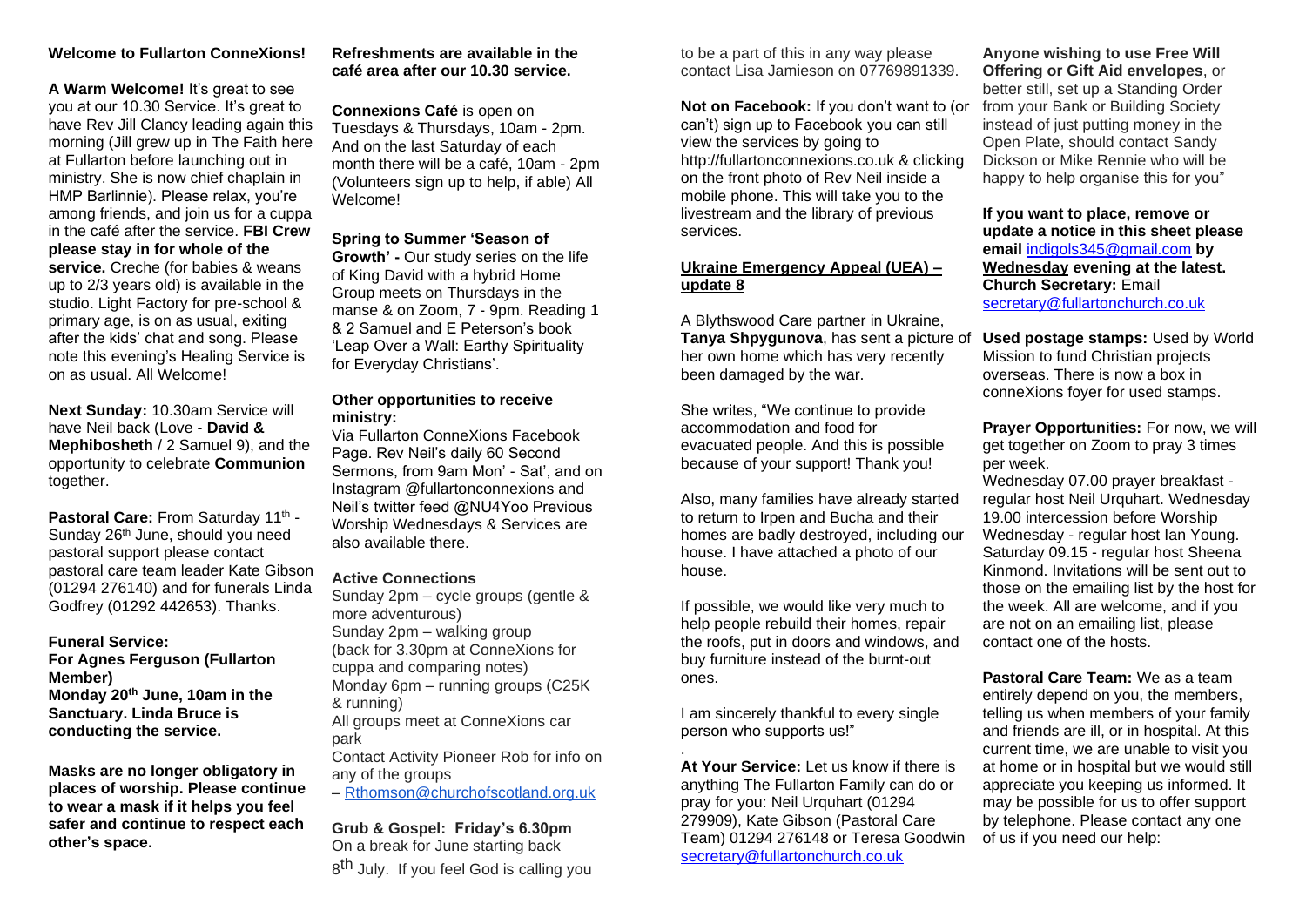**Welcome to Fullarton ConneXions!**

**A Warm Welcome!** It's great to see you at our 10.30 Service. It's great to have Rev Jill Clancy leading again this morning (Jill grew up in The Faith here at Fullarton before launching out in ministry. She is now chief chaplain in HMP Barlinnie). Please relax, you're among friends, and join us for a cuppa in the café after the service. **FBI Crew please stay in for whole of the service.** Creche (for babies & weans up to 2/3 years old) is available in the studio. Light Factory for pre-school & primary age, is on as usual, exiting after the kids' chat and song. Please note this evening's Healing Service is on as usual. All Welcome!

**Next Sunday:** 10.30am Service will have Neil back (Love - **David & Mephibosheth** / 2 Samuel 9), and the opportunity to celebrate **Communion** together.

**Pastoral Care:** From Saturday 11th - Sunday 26th June, should you need pastoral support please contact pastoral care team leader Kate Gibson (01294 276140) and for funerals Linda Godfrey (01292 442653). Thanks.

**Funeral Service:**
**For Agnes Ferguson (Fullarton Member)**
**Monday 20th June, 10am in the Sanctuary. Linda Bruce is conducting the service.**

**Masks are no longer obligatory in places of worship. Please continue to wear a mask if it helps you feel safer and continue to respect each other's space.**

**Refreshments are available in the café area after our 10.30 service.**

**Connexions Café** is open on Tuesdays & Thursdays, 10am - 2pm. And on the last Saturday of each month there will be a café, 10am - 2pm (Volunteers sign up to help, if able) All Welcome!

**Spring to Summer 'Season of Growth' -** Our study series on the life of King David with a hybrid Home Group meets on Thursdays in the manse & on Zoom, 7 - 9pm. Reading 1 & 2 Samuel and E Peterson's book 'Leap Over a Wall: Earthy Spirituality for Everyday Christians'.

**Other opportunities to receive ministry:**
Via Fullarton ConneXions Facebook Page. Rev Neil's daily 60 Second Sermons, from 9am Mon' - Sat', and on Instagram @fullartonconnexions and Neil's twitter feed @NU4Yoo Previous Worship Wednesdays & Services are also available there.

**Active Connections**
Sunday 2pm – cycle groups (gentle & more adventurous)
Sunday 2pm – walking group (back for 3.30pm at ConneXions for cuppa and comparing notes)
Monday 6pm – running groups (C25K & running)
All groups meet at ConneXions car park
Contact Activity Pioneer Rob for info on any of the groups
– Rthomson@churchofscotland.org.uk

**Grub & Gospel: Friday's 6.30pm**
On a break for June starting back 8th July. If you feel God is calling you to be a part of this in any way please contact Lisa Jamieson on 07769891339.

**Not on Facebook:** If you don't want to (or can't) sign up to Facebook you can still view the services by going to http://fullartonconnexions.co.uk & clicking on the front photo of Rev Neil inside a mobile phone. This will take you to the livestream and the library of previous services.

**Ukraine Emergency Appeal (UEA) – update 8**

A Blythswood Care partner in Ukraine, **Tanya Shpygunova**, has sent a picture of her own home which has very recently been damaged by the war.

She writes, "We continue to provide accommodation and food for evacuated people. And this is possible because of your support! Thank you!

Also, many families have already started to return to Irpen and Bucha and their homes are badly destroyed, including our house. I have attached a photo of our house.

If possible, we would like very much to help people rebuild their homes, repair the roofs, put in doors and windows, and buy furniture instead of the burnt-out ones.

I am sincerely thankful to every single person who supports us!"

**At Your Service:** Let us know if there is anything The Fullarton Family can do or pray for you: Neil Urquhart (01294 279909), Kate Gibson (Pastoral Care Team) 01294 276148 or Teresa Goodwin secretary@fullartonchurch.co.uk

**Anyone wishing to use Free Will Offering or Gift Aid envelopes**, or better still, set up a Standing Order from your Bank or Building Society instead of just putting money in the Open Plate, should contact Sandy Dickson or Mike Rennie who will be happy to help organise this for you"

**If you want to place, remove or update a notice in this sheet please email** indigols345@gmail.com **by Wednesday evening at the latest.**
**Church Secretary:** Email secretary@fullartonchurch.co.uk

**Used postage stamps:** Used by World Mission to fund Christian projects overseas. There is now a box in conneXions foyer for used stamps.

**Prayer Opportunities:** For now, we will get together on Zoom to pray 3 times per week.
Wednesday 07.00 prayer breakfast - regular host Neil Urquhart. Wednesday 19.00 intercession before Worship Wednesday - regular host Ian Young. Saturday 09.15 - regular host Sheena Kinmond. Invitations will be sent out to those on the emailing list by the host for the week. All are welcome, and if you are not on an emailing list, please contact one of the hosts.

**Pastoral Care Team:** We as a team entirely depend on you, the members, telling us when members of your family and friends are ill, or in hospital. At this current time, we are unable to visit you at home or in hospital but we would still appreciate you keeping us informed. It may be possible for us to offer support by telephone. Please contact any one of us if you need our help: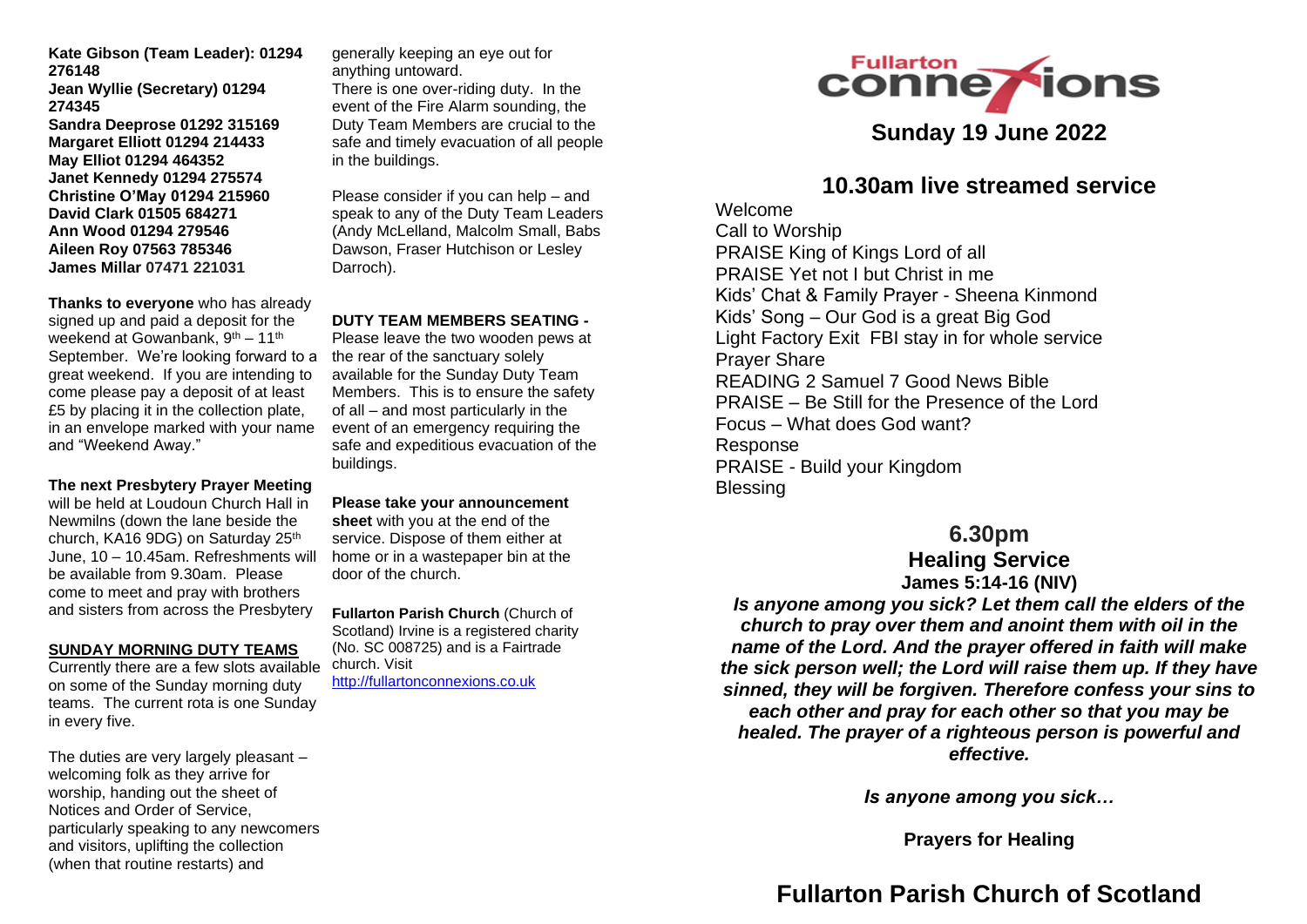**Kate Gibson (Team Leader): 01294 276148**
**Jean Wyllie (Secretary) 01294 274345**
**Sandra Deeprose 01292 315169**
**Margaret Elliott 01294 214433**
**May Elliot 01294 464352**
**Janet Kennedy 01294 275574**
**Christine O'May 01294 215960**
**David Clark 01505 684271**
**Ann Wood 01294 279546**
**Aileen Roy 07563 785346**
**James Millar 07471 221031**

**Thanks to everyone** who has already signed up and paid a deposit for the weekend at Gowanbank, 9th – 11th September. We're looking forward to a great weekend. If you are intending to come please pay a deposit of at least £5 by placing it in the collection plate, in an envelope marked with your name and "Weekend Away."

**The next Presbytery Prayer Meeting** will be held at Loudoun Church Hall in Newmilns (down the lane beside the church, KA16 9DG) on Saturday 25th June, 10 – 10.45am. Refreshments will be available from 9.30am. Please come to meet and pray with brothers and sisters from across the Presbytery

**SUNDAY MORNING DUTY TEAMS**

Currently there are a few slots available on some of the Sunday morning duty teams. The current rota is one Sunday in every five.

The duties are very largely pleasant – welcoming folk as they arrive for worship, handing out the sheet of Notices and Order of Service, particularly speaking to any newcomers and visitors, uplifting the collection (when that routine restarts) and generally keeping an eye out for anything untoward.

There is one over-riding duty. In the event of the Fire Alarm sounding, the Duty Team Members are crucial to the safe and timely evacuation of all people in the buildings.

Please consider if you can help – and speak to any of the Duty Team Leaders (Andy McLelland, Malcolm Small, Babs Dawson, Fraser Hutchison or Lesley Darroch).

**DUTY TEAM MEMBERS SEATING -** Please leave the two wooden pews at the rear of the sanctuary solely available for the Sunday Duty Team Members. This is to ensure the safety of all – and most particularly in the event of an emergency requiring the safe and expeditious evacuation of the buildings.

**Please take your announcement sheet** with you at the end of the service. Dispose of them either at home or in a wastepaper bin at the door of the church.

**Fullarton Parish Church** (Church of Scotland) Irvine is a registered charity (No. SC 008725) and is a Fairtrade church. Visit http://fullartonconnexions.co.uk

Fullarton connexions

## Sunday 19 June 2022

## 10.30am live streamed service

Welcome
Call to Worship
PRAISE King of Kings Lord of all
PRAISE Yet not I but Christ in me
Kids' Chat & Family Prayer - Sheena Kinmond
Kids' Song – Our God is a great Big God
Light Factory Exit FBI stay in for whole service
Prayer Share
READING 2 Samuel 7 Good News Bible
PRAISE – Be Still for the Presence of the Lord
Focus – What does God want?
Response
PRAISE - Build your Kingdom
Blessing

## 6.30pm
## Healing Service

**James 5:14-16 (NIV)**

***Is anyone among you sick? Let them call the elders of the church to pray over them and anoint them with oil in the name of the Lord. And the prayer offered in faith will make the sick person well; the Lord will raise them up. If they have sinned, they will be forgiven. Therefore confess your sins to each other and pray for each other so that you may be healed. The prayer of a righteous person is powerful and effective.***

***Is anyone among you sick…***

**Prayers for Healing**

## Fullarton Parish Church of Scotland